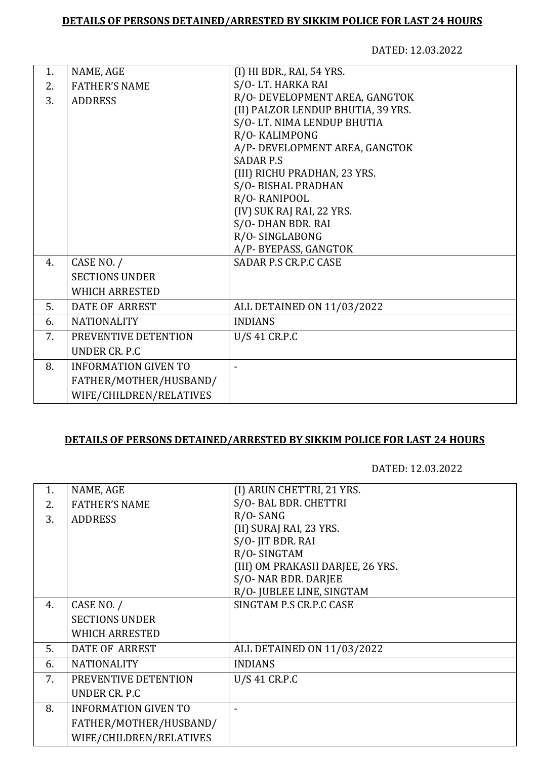**DETAILS OF PERSONS DETAINED/ARRESTED BY SIKKIM POLICE FOR LAST 24 HOURS**

DATED: 12.03.2022

| | | |
|---|---|---|
| 1.<br>2.<br>3. | NAME, AGE<br>FATHER'S NAME<br>ADDRESS | (I) HI BDR., RAI, 54 YRS.<br>S/O- LT. HARKA RAI<br>R/O- DEVELOPMENT AREA, GANGTOK<br>(II) PALZOR LENDUP BHUTIA, 39 YRS.<br>S/O- LT. NIMA LENDUP BHUTIA<br>R/O- KALIMPONG<br>A/P- DEVELOPMENT AREA, GANGTOK<br>SADAR P.S<br>(III) RICHU PRADHAN, 23 YRS.<br>S/O- BISHAL PRADHAN<br>R/O- RANIPOOL<br>(IV) SUK RAJ RAI, 22 YRS.<br>S/O- DHAN BDR. RAI<br>R/O- SINGLABONG<br>A/P- BYEPASS, GANGTOK |
| 4. | CASE NO. /<br>SECTIONS UNDER<br>WHICH ARRESTED | SADAR P.S CR.P.C CASE |
| 5. | DATE OF ARREST | ALL DETAINED ON 11/03/2022 |
| 6. | NATIONALITY | INDIANS |
| 7. | PREVENTIVE DETENTION<br>UNDER CR. P.C | U/S 41 CR.P.C |
| 8. | INFORMATION GIVEN TO<br>FATHER/MOTHER/HUSBAND/<br>WIFE/CHILDREN/RELATIVES | - |

**DETAILS OF PERSONS DETAINED/ARRESTED BY SIKKIM POLICE FOR LAST 24 HOURS**

DATED: 12.03.2022

| | | |
|---|---|---|
| 1.<br>2.<br>3. | NAME, AGE<br>FATHER'S NAME<br>ADDRESS | (I) ARUN CHETTRI, 21 YRS.<br>S/O- BAL BDR. CHETTRI<br>R/O- SANG<br>(II) SURAJ RAI, 23 YRS.<br>S/O- JIT BDR. RAI<br>R/O- SINGTAM<br>(III) OM PRAKASH DARJEE, 26 YRS.<br>S/O- NAR BDR. DARJEE<br>R/O- JUBLEE LINE, SINGTAM |
| 4. | CASE NO. /<br>SECTIONS UNDER<br>WHICH ARRESTED | SINGTAM P.S CR.P.C CASE |
| 5. | DATE OF ARREST | ALL DETAINED ON 11/03/2022 |
| 6. | NATIONALITY | INDIANS |
| 7. | PREVENTIVE DETENTION<br>UNDER CR. P.C | U/S 41 CR.P.C |
| 8. | INFORMATION GIVEN TO<br>FATHER/MOTHER/HUSBAND/<br>WIFE/CHILDREN/RELATIVES | - |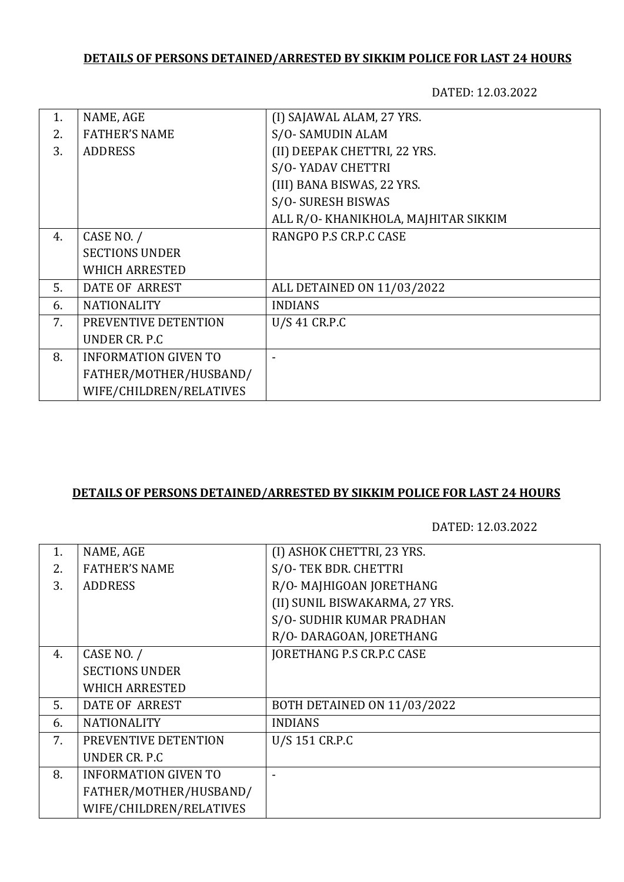**DETAILS OF PERSONS DETAINED/ARRESTED BY SIKKIM POLICE FOR LAST 24 HOURS**

DATED: 12.03.2022

| | | |
|---|---|---|
| 1.<br>2.<br>3. | NAME, AGE<br>FATHER'S NAME<br>ADDRESS | (I) SAJAWAL ALAM, 27 YRS.<br>S/O- SAMUDIN ALAM<br>(II) DEEPAK CHETTRI, 22 YRS.<br>S/O- YADAV CHETTRI<br>(III) BANA BISWAS, 22 YRS.<br>S/O- SURESH BISWAS<br>ALL R/O- KHANIKHOLA, MAJHITAR SIKKIM |
| 4. | CASE NO. /<br>SECTIONS UNDER<br>WHICH ARRESTED | RANGPO P.S CR.P.C CASE |
| 5. | DATE OF ARREST | ALL DETAINED ON 11/03/2022 |
| 6. | NATIONALITY | INDIANS |
| 7. | PREVENTIVE DETENTION<br>UNDER CR. P.C | U/S 41 CR.P.C |
| 8. | INFORMATION GIVEN TO<br>FATHER/MOTHER/HUSBAND/<br>WIFE/CHILDREN/RELATIVES | - |

**DETAILS OF PERSONS DETAINED/ARRESTED BY SIKKIM POLICE FOR LAST 24 HOURS**

DATED: 12.03.2022

| | | |
|---|---|---|
| 1.<br>2.<br>3. | NAME, AGE<br>FATHER'S NAME<br>ADDRESS | (I) ASHOK CHETTRI, 23 YRS.<br>S/O- TEK BDR. CHETTRI<br>R/O- MAJHIGOAN JORETHANG<br>(II) SUNIL BISWAKARMA, 27 YRS.<br>S/O- SUDHIR KUMAR PRADHAN<br>R/O- DARAGOAN, JORETHANG |
| 4. | CASE NO. /<br>SECTIONS UNDER<br>WHICH ARRESTED | JORETHANG P.S CR.P.C CASE |
| 5. | DATE OF ARREST | BOTH DETAINED ON 11/03/2022 |
| 6. | NATIONALITY | INDIANS |
| 7. | PREVENTIVE DETENTION<br>UNDER CR. P.C | U/S 151 CR.P.C |
| 8. | INFORMATION GIVEN TO<br>FATHER/MOTHER/HUSBAND/<br>WIFE/CHILDREN/RELATIVES | - |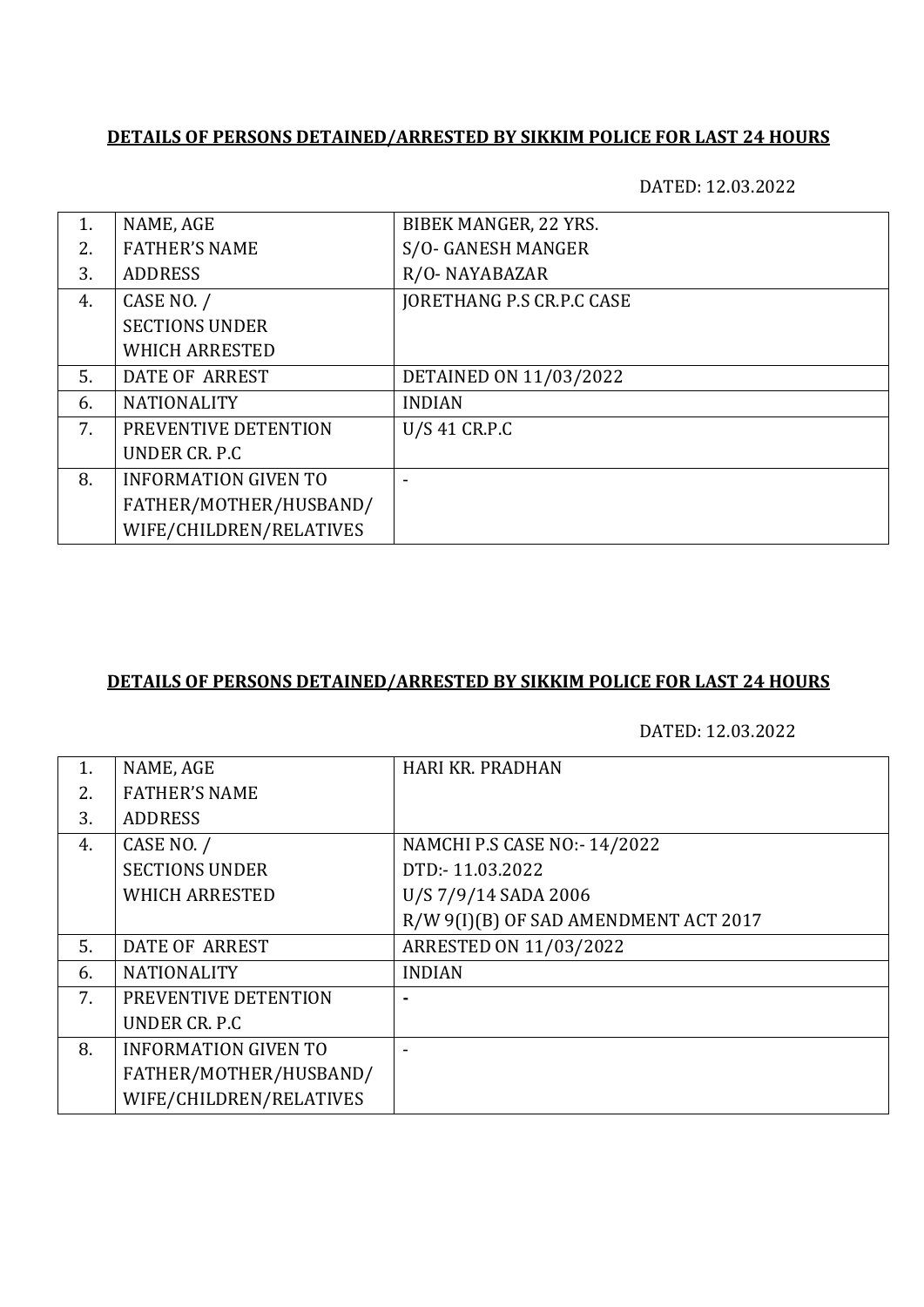**DETAILS OF PERSONS DETAINED/ARRESTED BY SIKKIM POLICE FOR LAST 24 HOURS**

DATED: 12.03.2022

| | | |
|---|---|---|
| 1.<br>2.<br>3. | NAME, AGE<br>FATHER'S NAME<br>ADDRESS | BIBEK MANGER, 22 YRS.<br>S/O- GANESH MANGER<br>R/O- NAYABAZAR |
| 4. | CASE NO. /<br>SECTIONS UNDER<br>WHICH ARRESTED | JORETHANG P.S CR.P.C CASE |
| 5. | DATE OF ARREST | DETAINED ON 11/03/2022 |
| 6. | NATIONALITY | INDIAN |
| 7. | PREVENTIVE DETENTION<br>UNDER CR. P.C | U/S 41 CR.P.C |
| 8. | INFORMATION GIVEN TO<br>FATHER/MOTHER/HUSBAND/<br>WIFE/CHILDREN/RELATIVES | - |

**DETAILS OF PERSONS DETAINED/ARRESTED BY SIKKIM POLICE FOR LAST 24 HOURS**

DATED: 12.03.2022

| | | |
|---|---|---|
| 1.<br>2.<br>3. | NAME, AGE<br>FATHER'S NAME<br>ADDRESS | HARI KR. PRADHAN |
| 4. | CASE NO. /<br>SECTIONS UNDER<br>WHICH ARRESTED | NAMCHI P.S CASE NO:- 14/2022<br>DTD:- 11.03.2022<br>U/S 7/9/14 SADA 2006<br>R/W 9(I)(B) OF SAD AMENDMENT ACT 2017 |
| 5. | DATE OF ARREST | ARRESTED ON 11/03/2022 |
| 6. | NATIONALITY | INDIAN |
| 7. | PREVENTIVE DETENTION<br>UNDER CR. P.C | - |
| 8. | INFORMATION GIVEN TO<br>FATHER/MOTHER/HUSBAND/<br>WIFE/CHILDREN/RELATIVES | - |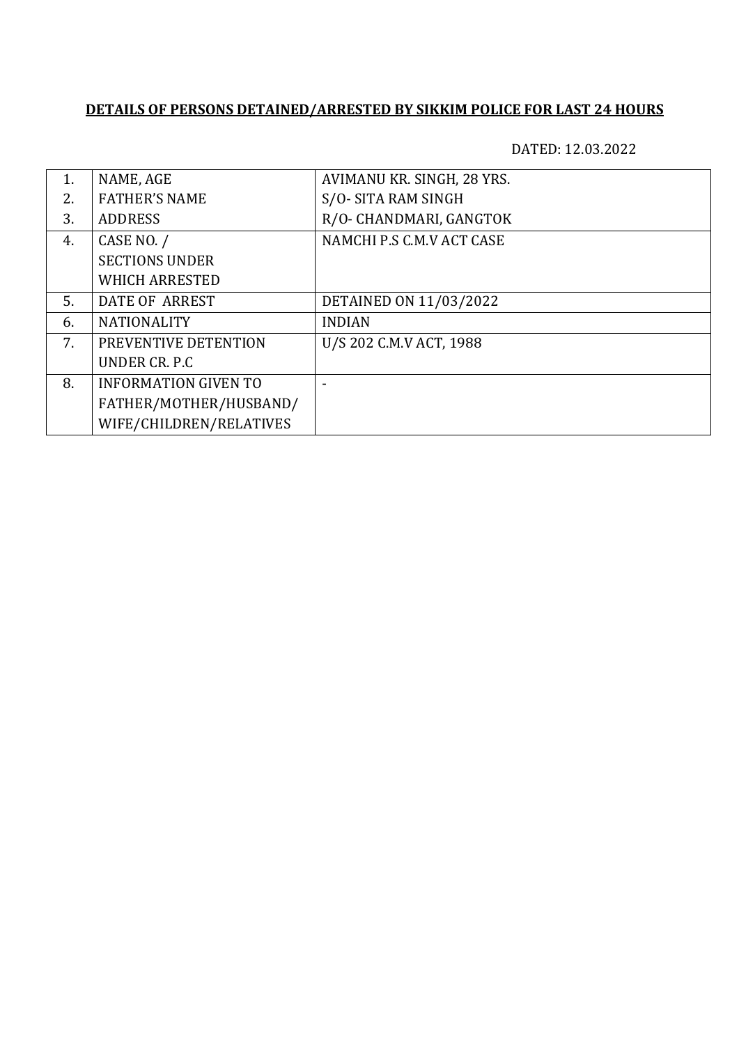**DETAILS OF PERSONS DETAINED/ARRESTED BY SIKKIM POLICE FOR LAST 24 HOURS**

DATED: 12.03.2022

| | | |
|---|---|---|
| 1.<br>2.<br>3. | NAME, AGE<br>FATHER'S NAME<br>ADDRESS | AVIMANU KR. SINGH, 28 YRS.<br>S/O- SITA RAM SINGH<br>R/O- CHANDMARI, GANGTOK |
| 4. | CASE NO. /<br>SECTIONS UNDER<br>WHICH ARRESTED | NAMCHI P.S C.M.V ACT CASE |
| 5. | DATE OF ARREST | DETAINED ON 11/03/2022 |
| 6. | NATIONALITY | INDIAN |
| 7. | PREVENTIVE DETENTION<br>UNDER CR. P.C | U/S 202 C.M.V ACT, 1988 |
| 8. | INFORMATION GIVEN TO<br>FATHER/MOTHER/HUSBAND/<br>WIFE/CHILDREN/RELATIVES | - |